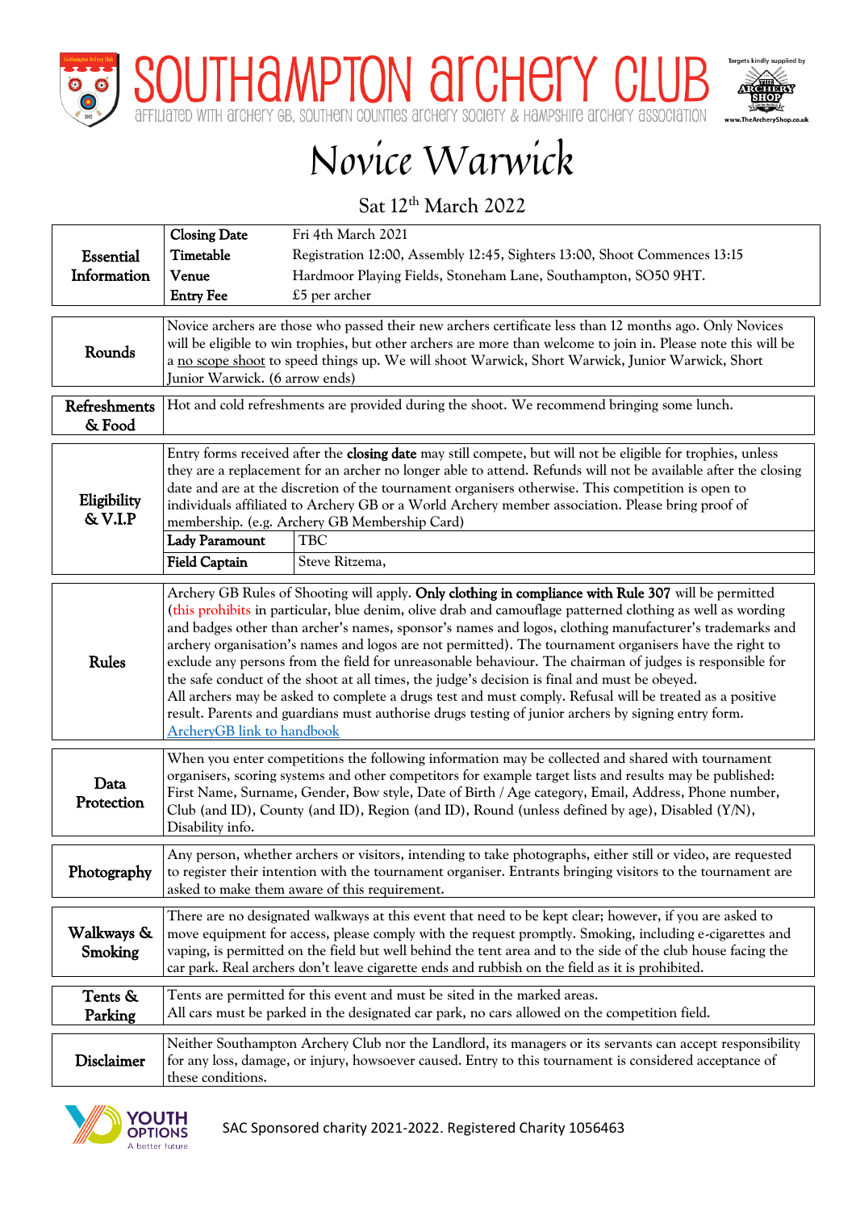# SOUTHAMPTON ARCHERY CLUB

AFFILIATED WITH ARCHERY GB, SOUTHERN COUNTIES ARCHERY SOCIETY & HAMPSHIRE ARCHERY ASSOCIATION

Targets kindly supplied by THE ARCHERY SHOP www.TheArcheryShop.co.uk

# Novice Warwick

Sat 12th March 2022

| **Essential Information** | **Closing Date** | Fri 4th March 2021 |
|---|---|---|
| | **Timetable** | Registration 12:00, Assembly 12:45, Sighters 13:00, Shoot Commences 13:15 |
| | **Venue** | Hardmoor Playing Fields, Stoneham Lane, Southampton, SO50 9HT. |
| | **Entry Fee** | £5 per archer |

| | |
|---|---|
| **Rounds** | Novice archers are those who passed their new archers certificate less than 12 months ago. Only Novices will be eligible to win trophies, but other archers are more than welcome to join in. Please note this will be a no scope shoot to speed things up. We will shoot Warwick, Short Warwick, Junior Warwick, Short Junior Warwick. (6 arrow ends) |
| **Refreshments & Food** | Hot and cold refreshments are provided during the shoot. We recommend bringing some lunch. |

| **Eligibility & V.I.P** | Entry forms received after the **closing date** may still compete, but will not be eligible for trophies, unless they are a replacement for an archer no longer able to attend. Refunds will not be available after the closing date and are at the discretion of the tournament organisers otherwise. This competition is open to individuals affiliated to Archery GB or a World Archery member association. Please bring proof of membership. (e.g. Archery GB Membership Card) | |
|---|---|---|
| | **Lady Paramount** | TBC |
| | **Field Captain** | Steve Ritzema, |

| | |
|---|---|
| **Rules** | Archery GB Rules of Shooting will apply. **Only clothing in compliance with Rule 307** will be permitted (this prohibits in particular, blue denim, olive drab and camouflage patterned clothing as well as wording and badges other than archer's names, sponsor's names and logos, clothing manufacturer's trademarks and archery organisation's names and logos are not permitted). The tournament organisers have the right to exclude any persons from the field for unreasonable behaviour. The chairman of judges is responsible for the safe conduct of the shoot at all times, the judge's decision is final and must be obeyed. All archers may be asked to complete a drugs test and must comply. Refusal will be treated as a positive result. Parents and guardians must authorise drugs testing of junior archers by signing entry form. ArcheryGB link to handbook |
| **Data Protection** | When you enter competitions the following information may be collected and shared with tournament organisers, scoring systems and other competitors for example target lists and results may be published: First Name, Surname, Gender, Bow style, Date of Birth / Age category, Email, Address, Phone number, Club (and ID), County (and ID), Region (and ID), Round (unless defined by age), Disabled (Y/N), Disability info. |
| **Photography** | Any person, whether archers or visitors, intending to take photographs, either still or video, are requested to register their intention with the tournament organiser. Entrants bringing visitors to the tournament are asked to make them aware of this requirement. |
| **Walkways & Smoking** | There are no designated walkways at this event that need to be kept clear; however, if you are asked to move equipment for access, please comply with the request promptly. Smoking, including e-cigarettes and vaping, is permitted on the field but well behind the tent area and to the side of the club house facing the car park. Real archers don't leave cigarette ends and rubbish on the field as it is prohibited. |
| **Tents & Parking** | Tents are permitted for this event and must be sited in the marked areas. All cars must be parked in the designated car park, no cars allowed on the competition field. |
| **Disclaimer** | Neither Southampton Archery Club nor the Landlord, its managers or its servants can accept responsibility for any loss, damage, or injury, howsoever caused. Entry to this tournament is considered acceptance of these conditions. |

YOUTH OPTIONS A better future

SAC Sponsored charity 2021-2022. Registered Charity 1056463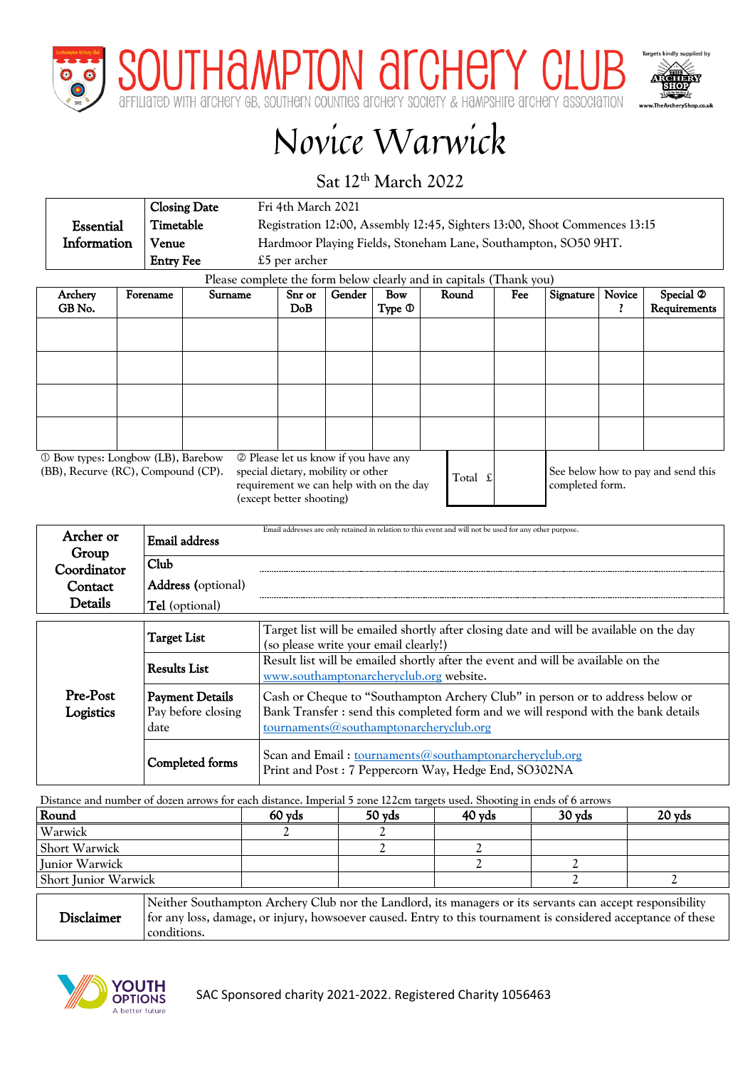# Southampton Archery Club

Affiliated with Archery GB, Southern Counties Archery Society & Hampshire Archery Association

Targets kindly supplied by The Archery Shop www.TheArcheryShop.co.uk

# Novice Warwick

## Sat 12th March 2022

| | | |
|---|---|---|
| **Essential Information** | **Closing Date** | Fri 4th March 2021 |
| | **Timetable** | Registration 12:00, Assembly 12:45, Sighters 13:00, Shoot Commences 13:15 |
| | **Venue** | Hardmoor Playing Fields, Stoneham Lane, Southampton, SO50 9HT. |
| | **Entry Fee** | £5 per archer |

Please complete the form below clearly and in capitals (Thank you)

| Archery GB No. | Forename | Surname | Snr or DoB | Gender | Bow Type ① | Round | Fee | Signature | Novice ? | Special ② Requirements |
|---|---|---|---|---|---|---|---|---|---|---|
| | | | | | | | | | | |
| | | | | | | | | | | |
| | | | | | | | | | | |
| | | | | | | | | | | |

① Bow types: Longbow (LB), Barebow (BB), Recurve (RC), Compound (CP).

② Please let us know if you have any special dietary, mobility or other requirement we can help with on the day (except better shooting)

Total £

See below how to pay and send this completed form.

| | | |
|---|---|---|
| **Archer or Group Coordinator Contact Details** | **Email address** | Email addresses are only retained in relation to this event and will not be used for any other purpose. |
| | **Club** | |
| | **Address** (optional) | |
| | **Tel** (optional) | |

| | | |
|---|---|---|
| **Pre-Post Logistics** | **Target List** | Target list will be emailed shortly after closing date and will be available on the day (so please write your email clearly!) |
| | **Results List** | Result list will be emailed shortly after the event and will be available on the www.southamptonarcheryclub.org website. |
| | **Payment Details** Pay before closing date | Cash or Cheque to "Southampton Archery Club" in person or to address below or Bank Transfer : send this completed form and we will respond with the bank details tournaments@southamptonarcheryclub.org |
| | **Completed forms** | Scan and Email : tournaments@southamptonarcheryclub.org Print and Post : 7 Peppercorn Way, Hedge End, SO302NA |

Distance and number of dozen arrows for each distance. Imperial 5 zone 122cm targets used. Shooting in ends of 6 arrows

| Round | 60 yds | 50 yds | 40 yds | 30 yds | 20 yds |
|---|---|---|---|---|---|
| Warwick | 2 | 2 | | | |
| Short Warwick | | 2 | 2 | | |
| Junior Warwick | | | 2 | 2 | |
| Short Junior Warwick | | | | 2 | 2 |

| | |
|---|---|
| **Disclaimer** | Neither Southampton Archery Club nor the Landlord, its managers or its servants can accept responsibility for any loss, damage, or injury, howsoever caused. Entry to this tournament is considered acceptance of these conditions. |

YOUTH OPTIONS A better future

SAC Sponsored charity 2021-2022. Registered Charity 1056463